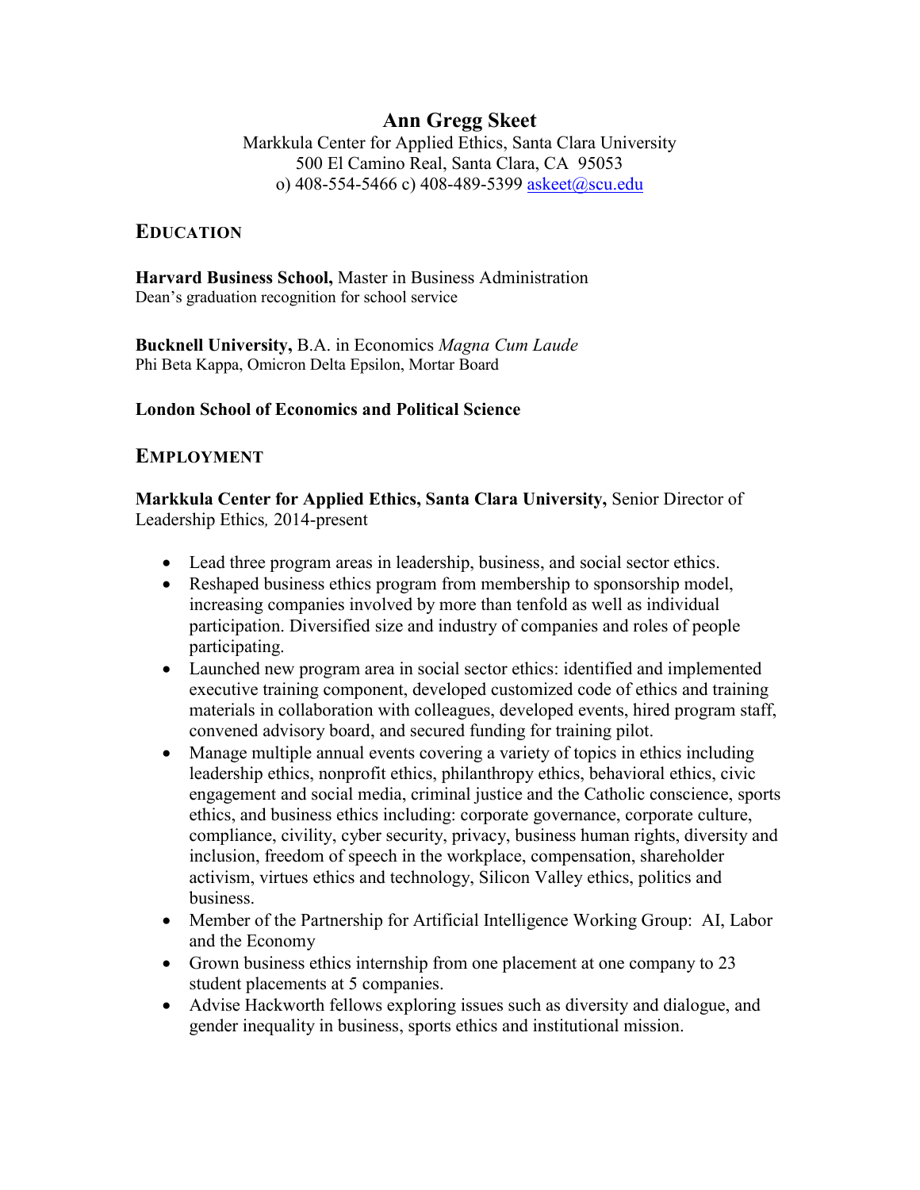# Ann Gregg Skeet

Markkula Center for Applied Ethics, Santa Clara University
500 El Camino Real, Santa Clara, CA 95053
o) 408-554-5466 c) 408-489-5399 askeet@scu.edu

## EDUCATION

**Harvard Business School,** Master in Business Administration
Dean's graduation recognition for school service

**Bucknell University,** B.A. in Economics *Magna Cum Laude*
Phi Beta Kappa, Omicron Delta Epsilon, Mortar Board

**London School of Economics and Political Science**

## EMPLOYMENT

**Markkula Center for Applied Ethics, Santa Clara University,** Senior Director of Leadership Ethics*,* 2014-present

- Lead three program areas in leadership, business, and social sector ethics.
- Reshaped business ethics program from membership to sponsorship model, increasing companies involved by more than tenfold as well as individual participation. Diversified size and industry of companies and roles of people participating.
- Launched new program area in social sector ethics: identified and implemented executive training component, developed customized code of ethics and training materials in collaboration with colleagues, developed events, hired program staff, convened advisory board, and secured funding for training pilot.
- Manage multiple annual events covering a variety of topics in ethics including leadership ethics, nonprofit ethics, philanthropy ethics, behavioral ethics, civic engagement and social media, criminal justice and the Catholic conscience, sports ethics, and business ethics including: corporate governance, corporate culture, compliance, civility, cyber security, privacy, business human rights, diversity and inclusion, freedom of speech in the workplace, compensation, shareholder activism, virtues ethics and technology, Silicon Valley ethics, politics and business.
- Member of the Partnership for Artificial Intelligence Working Group: AI, Labor and the Economy
- Grown business ethics internship from one placement at one company to 23 student placements at 5 companies.
- Advise Hackworth fellows exploring issues such as diversity and dialogue, and gender inequality in business, sports ethics and institutional mission.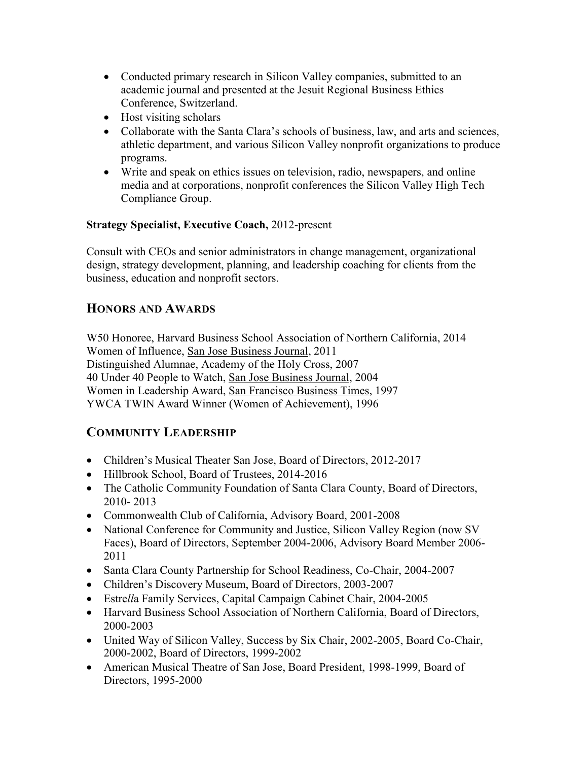- Conducted primary research in Silicon Valley companies, submitted to an academic journal and presented at the Jesuit Regional Business Ethics Conference, Switzerland.
- Host visiting scholars
- Collaborate with the Santa Clara's schools of business, law, and arts and sciences, athletic department, and various Silicon Valley nonprofit organizations to produce programs.
- Write and speak on ethics issues on television, radio, newspapers, and online media and at corporations, nonprofit conferences the Silicon Valley High Tech Compliance Group.

**Strategy Specialist, Executive Coach,** 2012-present

Consult with CEOs and senior administrators in change management, organizational design, strategy development, planning, and leadership coaching for clients from the business, education and nonprofit sectors.

## HONORS AND AWARDS

W50 Honoree, Harvard Business School Association of Northern California, 2014
Women of Influence, San Jose Business Journal, 2011
Distinguished Alumnae, Academy of the Holy Cross, 2007
40 Under 40 People to Watch, San Jose Business Journal, 2004
Women in Leadership Award, San Francisco Business Times, 1997
YWCA TWIN Award Winner (Women of Achievement), 1996

## COMMUNITY LEADERSHIP

- Children's Musical Theater San Jose, Board of Directors, 2012-2017
- Hillbrook School, Board of Trustees, 2014-2016
- The Catholic Community Foundation of Santa Clara County, Board of Directors, 2010- 2013
- Commonwealth Club of California, Advisory Board, 2001-2008
- National Conference for Community and Justice, Silicon Valley Region (now SV Faces), Board of Directors, September 2004-2006, Advisory Board Member 2006-2011
- Santa Clara County Partnership for School Readiness, Co-Chair, 2004-2007
- Children's Discovery Museum, Board of Directors, 2003-2007
- Estre*ll*a Family Services, Capital Campaign Cabinet Chair, 2004-2005
- Harvard Business School Association of Northern California, Board of Directors, 2000-2003
- United Way of Silicon Valley, Success by Six Chair, 2002-2005, Board Co-Chair, 2000-2002, Board of Directors, 1999-2002
- American Musical Theatre of San Jose, Board President, 1998-1999, Board of Directors, 1995-2000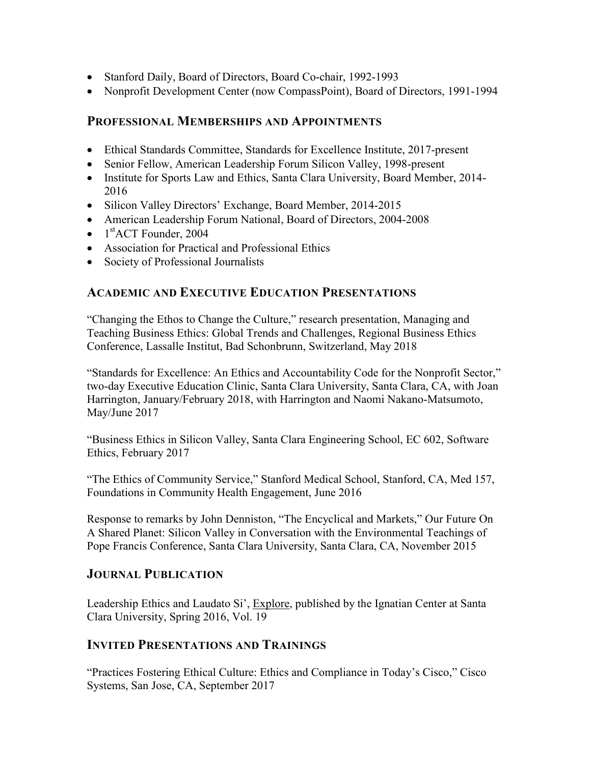- Stanford Daily, Board of Directors, Board Co-chair, 1992-1993
- Nonprofit Development Center (now CompassPoint), Board of Directors, 1991-1994

## Professional Memberships and Appointments

- Ethical Standards Committee, Standards for Excellence Institute, 2017-present
- Senior Fellow, American Leadership Forum Silicon Valley, 1998-present
- Institute for Sports Law and Ethics, Santa Clara University, Board Member, 2014-2016
- Silicon Valley Directors' Exchange, Board Member, 2014-2015
- American Leadership Forum National, Board of Directors, 2004-2008
- 1stACT Founder, 2004
- Association for Practical and Professional Ethics
- Society of Professional Journalists

## Academic and Executive Education Presentations

"Changing the Ethos to Change the Culture," research presentation, Managing and Teaching Business Ethics: Global Trends and Challenges, Regional Business Ethics Conference, Lassalle Institut, Bad Schonbrunn, Switzerland, May 2018

"Standards for Excellence: An Ethics and Accountability Code for the Nonprofit Sector," two-day Executive Education Clinic, Santa Clara University, Santa Clara, CA, with Joan Harrington, January/February 2018, with Harrington and Naomi Nakano-Matsumoto, May/June 2017

"Business Ethics in Silicon Valley, Santa Clara Engineering School, EC 602, Software Ethics, February 2017

"The Ethics of Community Service," Stanford Medical School, Stanford, CA, Med 157, Foundations in Community Health Engagement, June 2016

Response to remarks by John Denniston, "The Encyclical and Markets," Our Future On A Shared Planet: Silicon Valley in Conversation with the Environmental Teachings of Pope Francis Conference, Santa Clara University, Santa Clara, CA, November 2015

## Journal Publication

Leadership Ethics and Laudato Si', Explore, published by the Ignatian Center at Santa Clara University, Spring 2016, Vol. 19

## Invited Presentations and Trainings

"Practices Fostering Ethical Culture: Ethics and Compliance in Today's Cisco," Cisco Systems, San Jose, CA, September 2017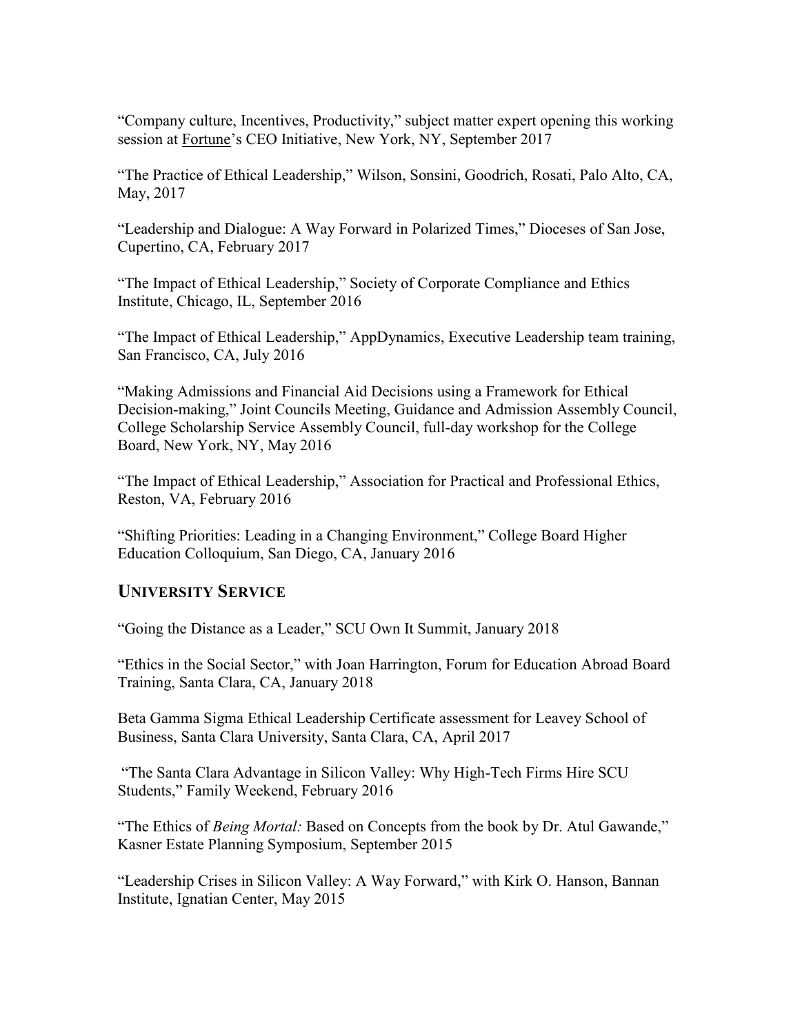“Company culture, Incentives, Productivity,” subject matter expert opening this working session at Fortune’s CEO Initiative, New York, NY, September 2017

“The Practice of Ethical Leadership,” Wilson, Sonsini, Goodrich, Rosati, Palo Alto, CA, May, 2017

“Leadership and Dialogue: A Way Forward in Polarized Times,” Dioceses of San Jose, Cupertino, CA, February 2017

“The Impact of Ethical Leadership,” Society of Corporate Compliance and Ethics Institute, Chicago, IL, September 2016

“The Impact of Ethical Leadership,” AppDynamics, Executive Leadership team training, San Francisco, CA, July 2016

“Making Admissions and Financial Aid Decisions using a Framework for Ethical Decision-making,” Joint Councils Meeting, Guidance and Admission Assembly Council, College Scholarship Service Assembly Council, full-day workshop for the College Board, New York, NY, May 2016

“The Impact of Ethical Leadership,” Association for Practical and Professional Ethics, Reston, VA, February 2016

“Shifting Priorities: Leading in a Changing Environment,” College Board Higher Education Colloquium, San Diego, CA, January 2016

## UNIVERSITY SERVICE

“Going the Distance as a Leader,” SCU Own It Summit, January 2018

“Ethics in the Social Sector,” with Joan Harrington, Forum for Education Abroad Board Training, Santa Clara, CA, January 2018

Beta Gamma Sigma Ethical Leadership Certificate assessment for Leavey School of Business, Santa Clara University, Santa Clara, CA, April 2017

“The Santa Clara Advantage in Silicon Valley: Why High-Tech Firms Hire SCU Students,” Family Weekend, February 2016

“The Ethics of *Being Mortal:* Based on Concepts from the book by Dr. Atul Gawande,” Kasner Estate Planning Symposium, September 2015

“Leadership Crises in Silicon Valley: A Way Forward,” with Kirk O. Hanson, Bannan Institute, Ignatian Center, May 2015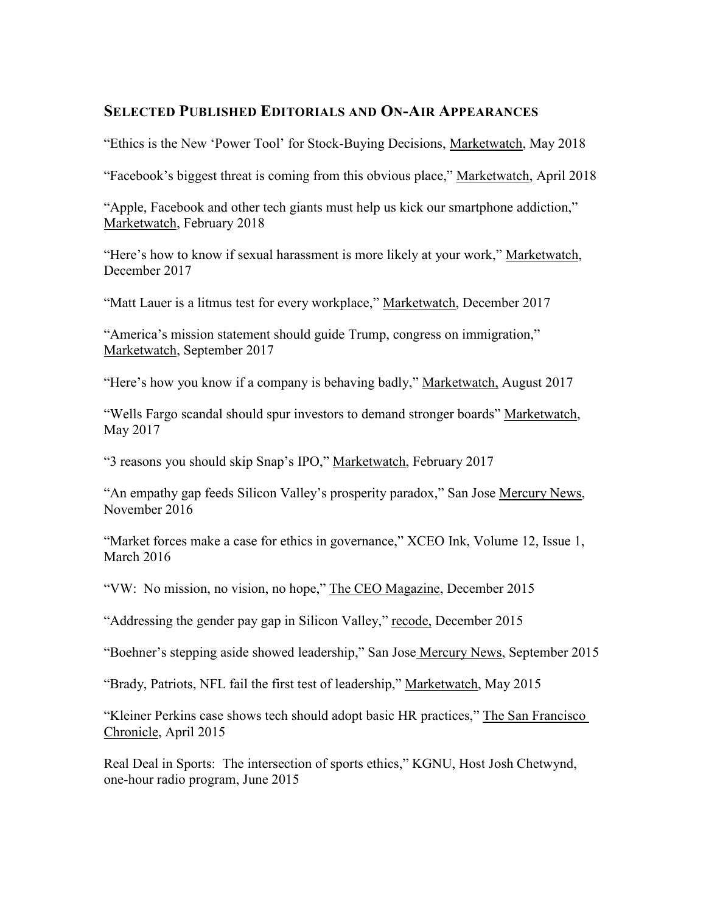## SELECTED PUBLISHED EDITORIALS AND ON-AIR APPEARANCES

"Ethics is the New 'Power Tool' for Stock-Buying Decisions, Marketwatch, May 2018

"Facebook's biggest threat is coming from this obvious place," Marketwatch, April 2018

"Apple, Facebook and other tech giants must help us kick our smartphone addiction," Marketwatch, February 2018

"Here's how to know if sexual harassment is more likely at your work," Marketwatch, December 2017

"Matt Lauer is a litmus test for every workplace," Marketwatch, December 2017

"America's mission statement should guide Trump, congress on immigration," Marketwatch, September 2017

"Here's how you know if a company is behaving badly," Marketwatch, August 2017

"Wells Fargo scandal should spur investors to demand stronger boards" Marketwatch, May 2017

"3 reasons you should skip Snap's IPO," Marketwatch, February 2017

"An empathy gap feeds Silicon Valley's prosperity paradox," San Jose Mercury News, November 2016

"Market forces make a case for ethics in governance," XCEO Ink, Volume 12, Issue 1, March 2016

"VW: No mission, no vision, no hope," The CEO Magazine, December 2015

"Addressing the gender pay gap in Silicon Valley," recode, December 2015

"Boehner's stepping aside showed leadership," San Jose Mercury News, September 2015

"Brady, Patriots, NFL fail the first test of leadership," Marketwatch, May 2015

"Kleiner Perkins case shows tech should adopt basic HR practices," The San Francisco Chronicle, April 2015

Real Deal in Sports: The intersection of sports ethics," KGNU, Host Josh Chetwynd, one-hour radio program, June 2015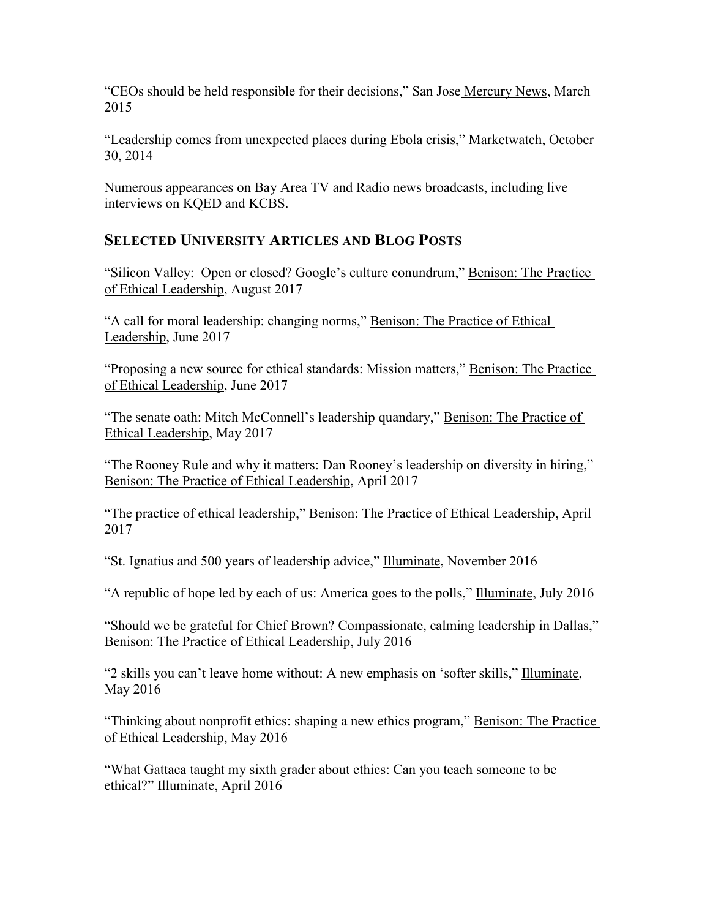"CEOs should be held responsible for their decisions," San Jose Mercury News, March 2015

"Leadership comes from unexpected places during Ebola crisis," Marketwatch, October 30, 2014

Numerous appearances on Bay Area TV and Radio news broadcasts, including live interviews on KQED and KCBS.

## SELECTED UNIVERSITY ARTICLES AND BLOG POSTS

"Silicon Valley: Open or closed? Google's culture conundrum," Benison: The Practice of Ethical Leadership, August 2017

"A call for moral leadership: changing norms," Benison: The Practice of Ethical Leadership, June 2017

"Proposing a new source for ethical standards: Mission matters," Benison: The Practice of Ethical Leadership, June 2017

"The senate oath: Mitch McConnell's leadership quandary," Benison: The Practice of Ethical Leadership, May 2017

"The Rooney Rule and why it matters: Dan Rooney's leadership on diversity in hiring," Benison: The Practice of Ethical Leadership, April 2017

"The practice of ethical leadership," Benison: The Practice of Ethical Leadership, April 2017

"St. Ignatius and 500 years of leadership advice," Illuminate, November 2016

"A republic of hope led by each of us: America goes to the polls," Illuminate, July 2016

"Should we be grateful for Chief Brown? Compassionate, calming leadership in Dallas," Benison: The Practice of Ethical Leadership, July 2016

"2 skills you can't leave home without: A new emphasis on 'softer skills," Illuminate, May 2016

"Thinking about nonprofit ethics: shaping a new ethics program," Benison: The Practice of Ethical Leadership, May 2016

"What Gattaca taught my sixth grader about ethics: Can you teach someone to be ethical?" Illuminate, April 2016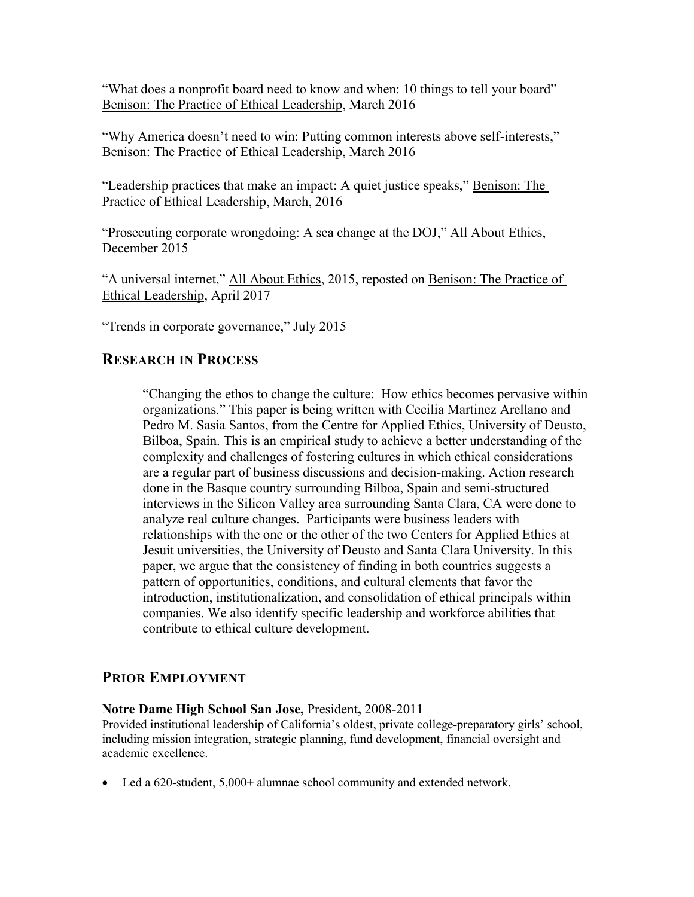"What does a nonprofit board need to know and when: 10 things to tell your board" Benison: The Practice of Ethical Leadership, March 2016

"Why America doesn't need to win: Putting common interests above self-interests," Benison: The Practice of Ethical Leadership, March 2016

"Leadership practices that make an impact: A quiet justice speaks," Benison: The Practice of Ethical Leadership, March, 2016

"Prosecuting corporate wrongdoing: A sea change at the DOJ," All About Ethics, December 2015

"A universal internet," All About Ethics, 2015, reposted on Benison: The Practice of Ethical Leadership, April 2017

"Trends in corporate governance," July 2015

## RESEARCH IN PROCESS

> "Changing the ethos to change the culture: How ethics becomes pervasive within organizations." This paper is being written with Cecilia Martinez Arellano and Pedro M. Sasia Santos, from the Centre for Applied Ethics, University of Deusto, Bilboa, Spain. This is an empirical study to achieve a better understanding of the complexity and challenges of fostering cultures in which ethical considerations are a regular part of business discussions and decision-making. Action research done in the Basque country surrounding Bilboa, Spain and semi-structured interviews in the Silicon Valley area surrounding Santa Clara, CA were done to analyze real culture changes. Participants were business leaders with relationships with the one or the other of the two Centers for Applied Ethics at Jesuit universities, the University of Deusto and Santa Clara University. In this paper, we argue that the consistency of finding in both countries suggests a pattern of opportunities, conditions, and cultural elements that favor the introduction, institutionalization, and consolidation of ethical principals within companies. We also identify specific leadership and workforce abilities that contribute to ethical culture development.

## PRIOR EMPLOYMENT

**Notre Dame High School San Jose,** President**,** 2008-2011
Provided institutional leadership of California's oldest, private college-preparatory girls' school, including mission integration, strategic planning, fund development, financial oversight and academic excellence.

- Led a 620-student, 5,000+ alumnae school community and extended network.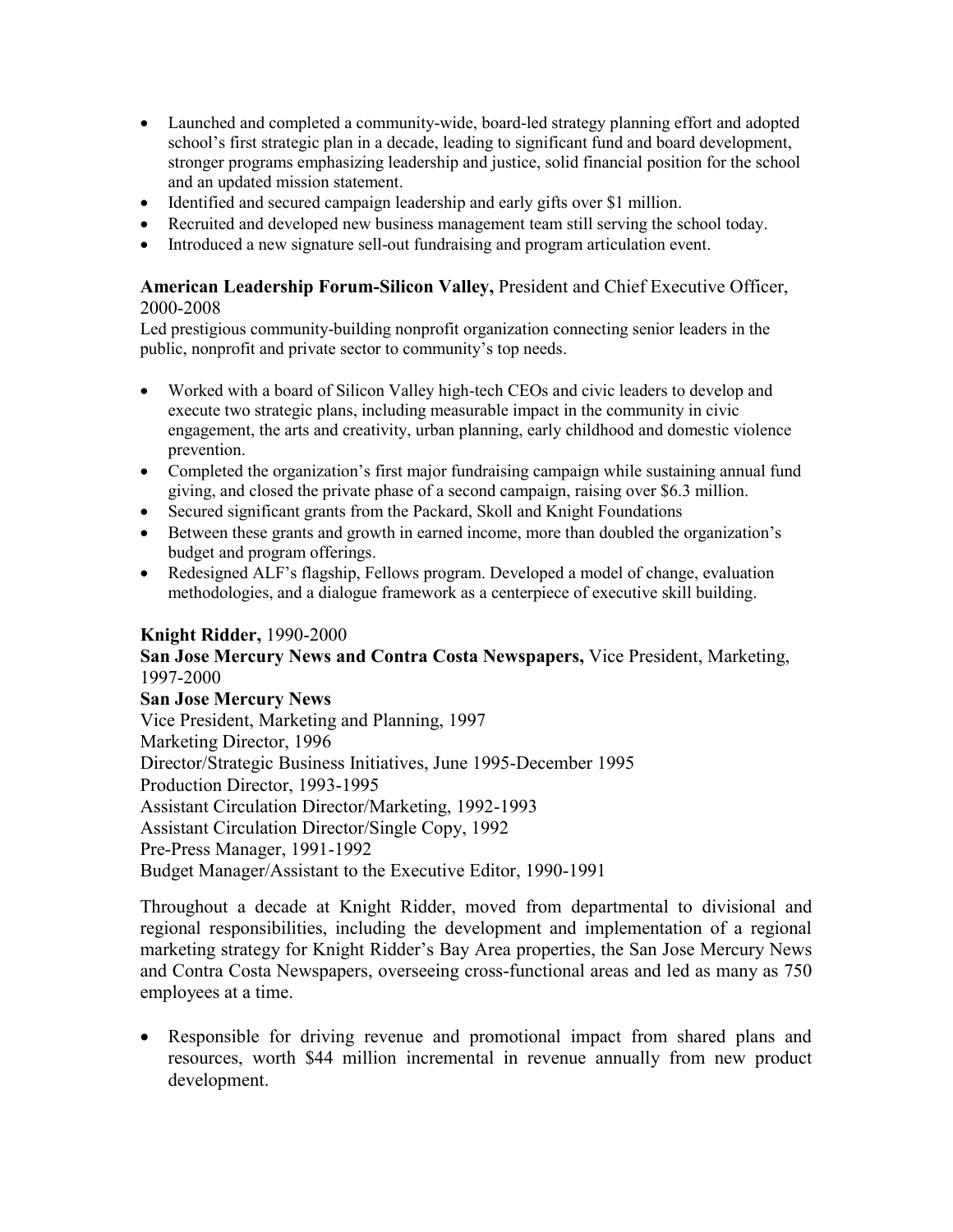- Launched and completed a community-wide, board-led strategy planning effort and adopted school's first strategic plan in a decade, leading to significant fund and board development, stronger programs emphasizing leadership and justice, solid financial position for the school and an updated mission statement.
- Identified and secured campaign leadership and early gifts over $1 million.
- Recruited and developed new business management team still serving the school today.
- Introduced a new signature sell-out fundraising and program articulation event.

**American Leadership Forum-Silicon Valley,** President and Chief Executive Officer, 2000-2008

Led prestigious community-building nonprofit organization connecting senior leaders in the public, nonprofit and private sector to community's top needs.

- Worked with a board of Silicon Valley high-tech CEOs and civic leaders to develop and execute two strategic plans, including measurable impact in the community in civic engagement, the arts and creativity, urban planning, early childhood and domestic violence prevention.
- Completed the organization's first major fundraising campaign while sustaining annual fund giving, and closed the private phase of a second campaign, raising over $6.3 million.
- Secured significant grants from the Packard, Skoll and Knight Foundations
- Between these grants and growth in earned income, more than doubled the organization's budget and program offerings.
- Redesigned ALF's flagship, Fellows program. Developed a model of change, evaluation methodologies, and a dialogue framework as a centerpiece of executive skill building.

**Knight Ridder,** 1990-2000

**San Jose Mercury News and Contra Costa Newspapers,** Vice President, Marketing, 1997-2000

**San Jose Mercury News**

Vice President, Marketing and Planning, 1997

Marketing Director, 1996

Director/Strategic Business Initiatives, June 1995-December 1995

Production Director, 1993-1995

Assistant Circulation Director/Marketing, 1992-1993

Assistant Circulation Director/Single Copy, 1992

Pre-Press Manager, 1991-1992

Budget Manager/Assistant to the Executive Editor, 1990-1991

Throughout a decade at Knight Ridder, moved from departmental to divisional and regional responsibilities, including the development and implementation of a regional marketing strategy for Knight Ridder's Bay Area properties, the San Jose Mercury News and Contra Costa Newspapers, overseeing cross-functional areas and led as many as 750 employees at a time.

- Responsible for driving revenue and promotional impact from shared plans and resources, worth $44 million incremental in revenue annually from new product development.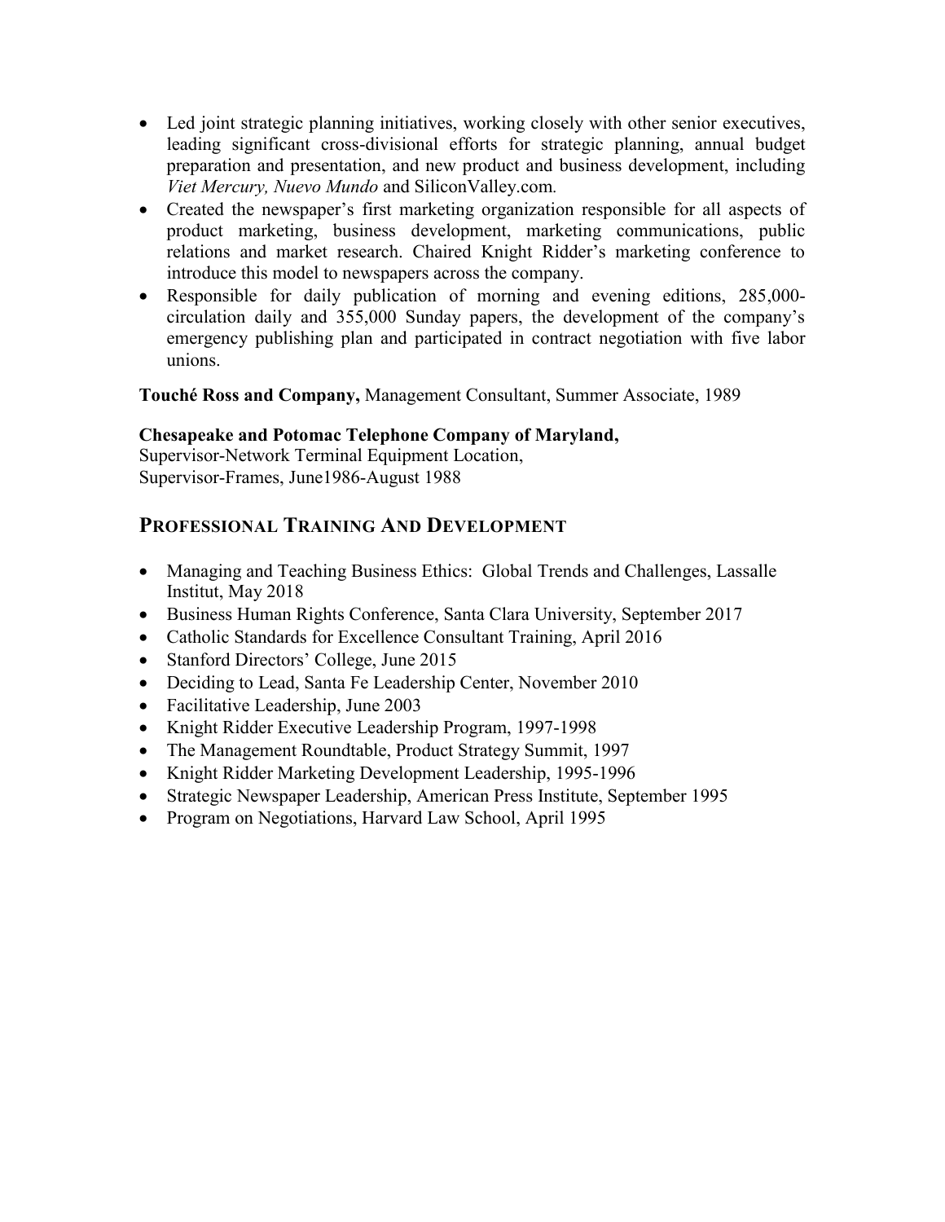- Led joint strategic planning initiatives, working closely with other senior executives, leading significant cross-divisional efforts for strategic planning, annual budget preparation and presentation, and new product and business development, including *Viet Mercury, Nuevo Mundo* and SiliconValley.com.
- Created the newspaper's first marketing organization responsible for all aspects of product marketing, business development, marketing communications, public relations and market research. Chaired Knight Ridder's marketing conference to introduce this model to newspapers across the company.
- Responsible for daily publication of morning and evening editions, 285,000-circulation daily and 355,000 Sunday papers, the development of the company's emergency publishing plan and participated in contract negotiation with five labor unions.

**Touché Ross and Company,** Management Consultant, Summer Associate, 1989

**Chesapeake and Potomac Telephone Company of Maryland,**
Supervisor-Network Terminal Equipment Location,
Supervisor-Frames, June1986-August 1988

## Professional Training And Development

- Managing and Teaching Business Ethics: Global Trends and Challenges, Lassalle Institut, May 2018
- Business Human Rights Conference, Santa Clara University, September 2017
- Catholic Standards for Excellence Consultant Training, April 2016
- Stanford Directors' College, June 2015
- Deciding to Lead, Santa Fe Leadership Center, November 2010
- Facilitative Leadership, June 2003
- Knight Ridder Executive Leadership Program, 1997-1998
- The Management Roundtable, Product Strategy Summit, 1997
- Knight Ridder Marketing Development Leadership, 1995-1996
- Strategic Newspaper Leadership, American Press Institute, September 1995
- Program on Negotiations, Harvard Law School, April 1995